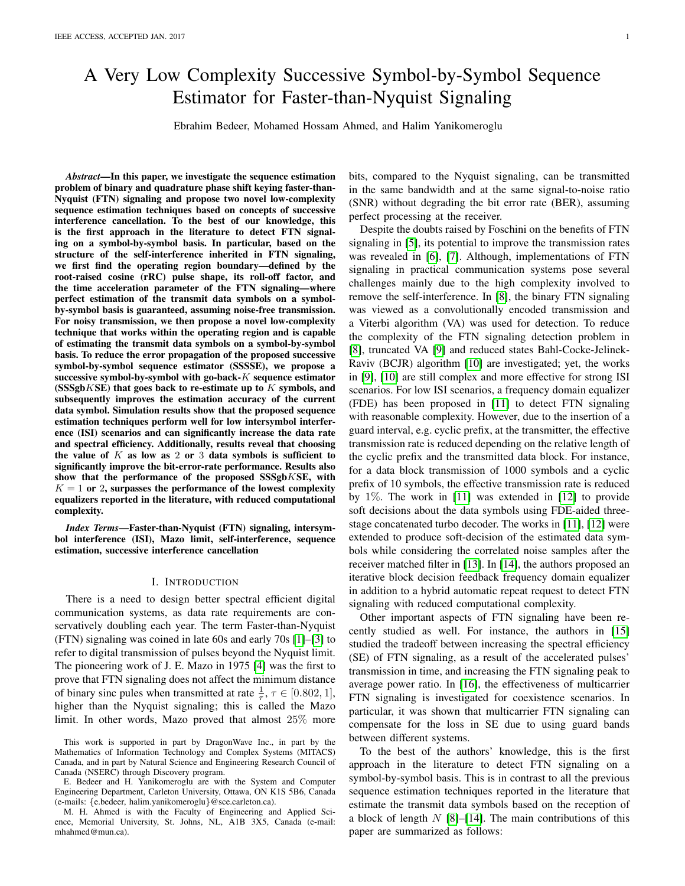# A Very Low Complexity Successive Symbol-by-Symbol Sequence Estimator for Faster-than-Nyquist Signaling

Ebrahim Bedeer, Mohamed Hossam Ahmed, and Halim Yanikomeroglu

***Abstract*—In this paper, we investigate the sequence estimation problem of binary and quadrature phase shift keying faster-than-Nyquist (FTN) signaling and propose two novel low-complexity sequence estimation techniques based on concepts of successive interference cancellation. To the best of our knowledge, this is the first approach in the literature to detect FTN signaling on a symbol-by-symbol basis. In particular, based on the structure of the self-interference inherited in FTN signaling, we first find the operating region boundary—defined by the root-raised cosine (rRC) pulse shape, its roll-off factor, and the time acceleration parameter of the FTN signaling—where perfect estimation of the transmit data symbols on a symbol-by-symbol basis is guaranteed, assuming noise-free transmission. For noisy transmission, we then propose a novel low-complexity technique that works within the operating region and is capable of estimating the transmit data symbols on a symbol-by-symbol basis. To reduce the error propagation of the proposed successive symbol-by-symbol sequence estimator (SSSSE), we propose a successive symbol-by-symbol with go-back-$K$ sequence estimator (SSSgb$K$SE) that goes back to re-estimate up to $K$ symbols, and subsequently improves the estimation accuracy of the current data symbol. Simulation results show that the proposed sequence estimation techniques perform well for low intersymbol interference (ISI) scenarios and can significantly increase the data rate and spectral efficiency. Additionally, results reveal that choosing the value of $K$ as low as 2 or 3 data symbols is sufficient to significantly improve the bit-error-rate performance. Results also show that the performance of the proposed SSSgb$K$SE, with $K = 1$ or 2, surpasses the performance of the lowest complexity equalizers reported in the literature, with reduced computational complexity.**

***Index Terms*—Faster-than-Nyquist (FTN) signaling, intersymbol interference (ISI), Mazo limit, self-interference, sequence estimation, successive interference cancellation**

## I. Introduction

There is a need to design better spectral efficient digital communication systems, as data rate requirements are conservatively doubling each year. The term Faster-than-Nyquist (FTN) signaling was coined in late 60s and early 70s [1]–[3] to refer to digital transmission of pulses beyond the Nyquist limit. The pioneering work of J. E. Mazo in 1975 [4] was the first to prove that FTN signaling does not affect the minimum distance of binary sinc pules when transmitted at rate $\frac{1}{\tau}$, $\tau \in [0.802, 1]$, higher than the Nyquist signaling; this is called the Mazo limit. In other words, Mazo proved that almost 25% more bits, compared to the Nyquist signaling, can be transmitted in the same bandwidth and at the same signal-to-noise ratio (SNR) without degrading the bit error rate (BER), assuming perfect processing at the receiver.

Despite the doubts raised by Foschini on the benefits of FTN signaling in [5], its potential to improve the transmission rates was revealed in [6], [7]. Although, implementations of FTN signaling in practical communication systems pose several challenges mainly due to the high complexity involved to remove the self-interference. In [8], the binary FTN signaling was viewed as a convolutionally encoded transmission and a Viterbi algorithm (VA) was used for detection. To reduce the complexity of the FTN signaling detection problem in [8], truncated VA [9] and reduced states Bahl-Cocke-Jelinek-Raviv (BCJR) algorithm [10] are investigated; yet, the works in [9], [10] are still complex and more effective for strong ISI scenarios. For low ISI scenarios, a frequency domain equalizer (FDE) has been proposed in [11] to detect FTN signaling with reasonable complexity. However, due to the insertion of a guard interval, e.g. cyclic prefix, at the transmitter, the effective transmission rate is reduced depending on the relative length of the cyclic prefix and the transmitted data block. For instance, for a data block transmission of 1000 symbols and a cyclic prefix of 10 symbols, the effective transmission rate is reduced by 1%. The work in [11] was extended in [12] to provide soft decisions about the data symbols using FDE-aided three-stage concatenated turbo decoder. The works in [11], [12] were extended to produce soft-decision of the estimated data symbols while considering the correlated noise samples after the receiver matched filter in [13]. In [14], the authors proposed an iterative block decision feedback frequency domain equalizer in addition to a hybrid automatic repeat request to detect FTN signaling with reduced computational complexity.

Other important aspects of FTN signaling have been recently studied as well. For instance, the authors in [15] studied the tradeoff between increasing the spectral efficiency (SE) of FTN signaling, as a result of the accelerated pulses' transmission in time, and increasing the FTN signaling peak to average power ratio. In [16], the effectiveness of multicarrier FTN signaling is investigated for coexistence scenarios. In particular, it was shown that multicarrier FTN signaling can compensate for the loss in SE due to using guard bands between different systems.

To the best of the authors' knowledge, this is the first approach in the literature to detect FTN signaling on a symbol-by-symbol basis. This is in contrast to all the previous sequence estimation techniques reported in the literature that estimate the transmit data symbols based on the reception of a block of length $N$ [8]–[14]. The main contributions of this paper are summarized as follows:

This work is supported in part by DragonWave Inc., in part by the Mathematics of Information Technology and Complex Systems (MITACS) Canada, and in part by Natural Science and Engineering Research Council of Canada (NSERC) through Discovery program.

E. Bedeer and H. Yanikomeroglu are with the System and Computer Engineering Department, Carleton University, Ottawa, ON K1S 5B6, Canada (e-mails: {e.bedeer, halim.yanikomeroglu}@sce.carleton.ca).

M. H. Ahmed is with the Faculty of Engineering and Applied Science, Memorial University, St. Johns, NL, A1B 3X5, Canada (e-mail: mhahmed@mun.ca).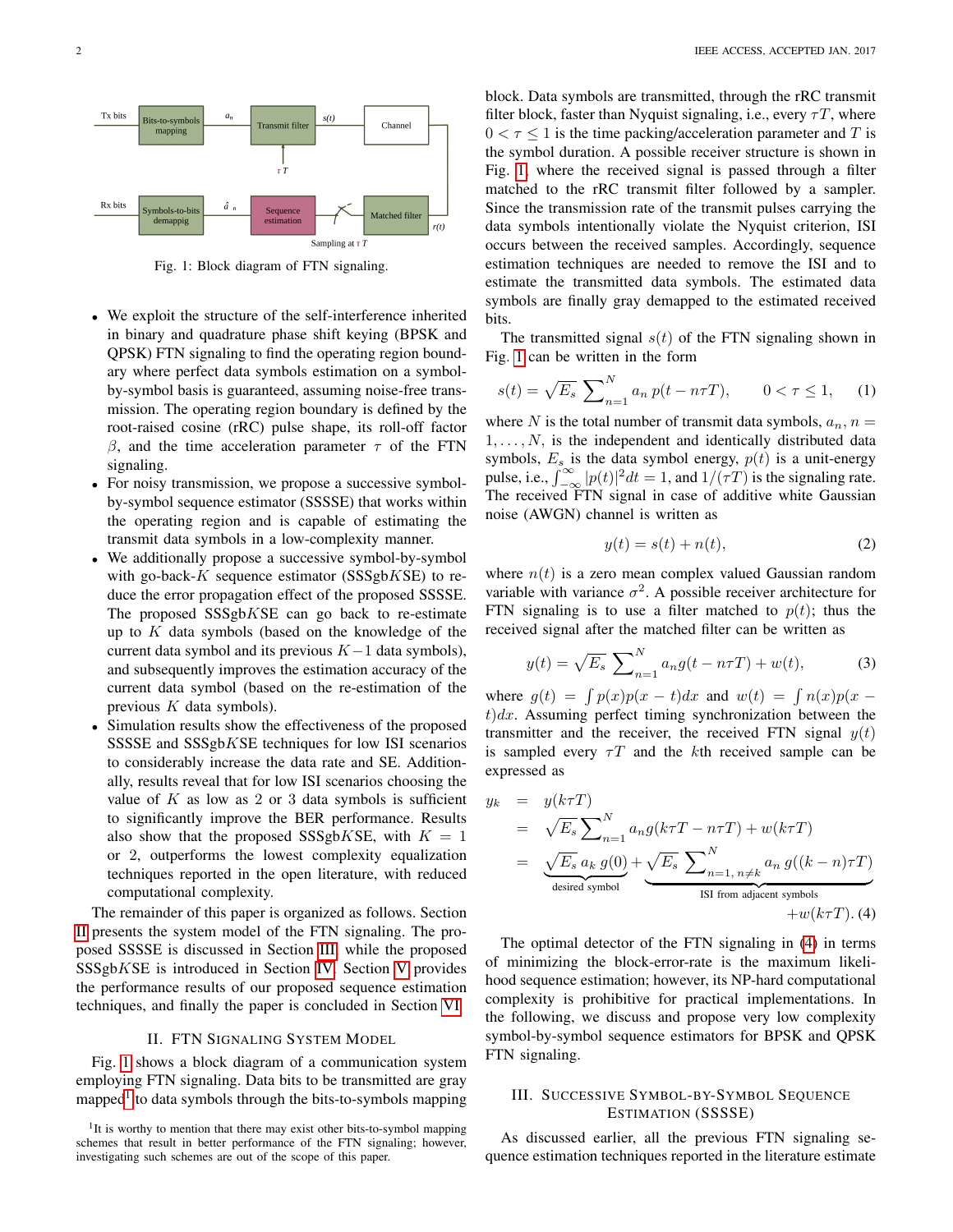Fig. 1: Block diagram of FTN signaling.

- We exploit the structure of the self-interference inherited in binary and quadrature phase shift keying (BPSK and QPSK) FTN signaling to find the operating region boundary where perfect data symbols estimation on a symbol-by-symbol basis is guaranteed, assuming noise-free transmission. The operating region boundary is defined by the root-raised cosine (rRC) pulse shape, its roll-off factor $\beta$, and the time acceleration parameter $\tau$ of the FTN signaling.
- For noisy transmission, we propose a successive symbol-by-symbol sequence estimator (SSSSE) that works within the operating region and is capable of estimating the transmit data symbols in a low-complexity manner.
- We additionally propose a successive symbol-by-symbol with go-back-$K$ sequence estimator (SSSgb$K$SE) to reduce the error propagation effect of the proposed SSSSE. The proposed SSSgb$K$SE can go back to re-estimate up to $K$ data symbols (based on the knowledge of the current data symbol and its previous $K-1$ data symbols), and subsequently improves the estimation accuracy of the current data symbol (based on the re-estimation of the previous $K$ data symbols).
- Simulation results show the effectiveness of the proposed SSSSE and SSSgb$K$SE techniques for low ISI scenarios to considerably increase the data rate and SE. Additionally, results reveal that for low ISI scenarios choosing the value of $K$ as low as 2 or 3 data symbols is sufficient to significantly improve the BER performance. Results also show that the proposed SSSgb$K$SE, with $K = 1$ or 2, outperforms the lowest complexity equalization techniques reported in the open literature, with reduced computational complexity.

The remainder of this paper is organized as follows. Section II presents the system model of the FTN signaling. The proposed SSSSE is discussed in Section III, while the proposed SSSgb$K$SE is introduced in Section IV. Section V provides the performance results of our proposed sequence estimation techniques, and finally the paper is concluded in Section VI.

## II. FTN Signaling System Model

Fig. 1 shows a block diagram of a communication system employing FTN signaling. Data bits to be transmitted are gray mapped[1] to data symbols through the bits-to-symbols mapping block. Data symbols are transmitted, through the rRC transmit filter block, faster than Nyquist signaling, i.e., every $\tau T$, where $0 < \tau \leq 1$ is the time packing/acceleration parameter and $T$ is the symbol duration. A possible receiver structure is shown in Fig. 1 where the received signal is passed through a filter matched to the rRC transmit filter followed by a sampler. Since the transmission rate of the transmit pulses carrying the data symbols intentionally violate the Nyquist criterion, ISI occurs between the received samples. Accordingly, sequence estimation techniques are needed to remove the ISI and to estimate the transmitted data symbols. The estimated data symbols are finally gray demapped to the estimated received bits.

The transmitted signal $s(t)$ of the FTN signaling shown in Fig. 1 can be written in the form

$$s(t) = \sqrt{E_s} \sum_{n=1}^{N} a_n \, p(t - n\tau T), \qquad 0 < \tau \leq 1, \quad (1)$$

where $N$ is the total number of transmit data symbols, $a_n, n = 1, \ldots, N$, is the independent and identically distributed data symbols, $E_s$ is the data symbol energy, $p(t)$ is a unit-energy pulse, i.e., $\int_{-\infty}^{\infty} |p(t)|^2 dt = 1$, and $1/(\tau T)$ is the signaling rate. The received FTN signal in case of additive white Gaussian noise (AWGN) channel is written as

$$y(t) = s(t) + n(t), \quad (2)$$

where $n(t)$ is a zero mean complex valued Gaussian random variable with variance $\sigma^2$. A possible receiver architecture for FTN signaling is to use a filter matched to $p(t)$; thus the received signal after the matched filter can be written as

$$y(t) = \sqrt{E_s} \sum_{n=1}^{N} a_n g(t - n\tau T) + w(t), \quad (3)$$

where $g(t) = \int p(x)p(x-t)dx$ and $w(t) = \int n(x)p(x-t)dx$. Assuming perfect timing synchronization between the transmitter and the receiver, the received FTN signal $y(t)$ is sampled every $\tau T$ and the $k$th received sample can be expressed as

$$\begin{aligned} y_k &= y(k\tau T) \\ &= \sqrt{E_s} \sum_{n=1}^{N} a_n g(k\tau T - n\tau T) + w(k\tau T) \\ &= \underbrace{\sqrt{E_s}\, a_k\, g(0)}_{\text{desired symbol}} + \underbrace{\sqrt{E_s} \sum_{n=1,\, n\neq k}^{N} a_n\, g((k-n)\tau T)}_{\text{ISI from adjacent symbols}} \\ &\quad + w(k\tau T). \quad (4) \end{aligned}$$

The optimal detector of the FTN signaling in (4) in terms of minimizing the block-error-rate is the maximum likelihood sequence estimation; however, its NP-hard computational complexity is prohibitive for practical implementations. In the following, we discuss and propose very low complexity symbol-by-symbol sequence estimators for BPSK and QPSK FTN signaling.

## III. Successive Symbol-by-Symbol Sequence Estimation (SSSSE)

As discussed earlier, all the previous FTN signaling sequence estimation techniques reported in the literature estimate

[1] It is worthy to mention that there may exist other bits-to-symbol mapping schemes that result in better performance of the FTN signaling; however, investigating such schemes are out of the scope of this paper.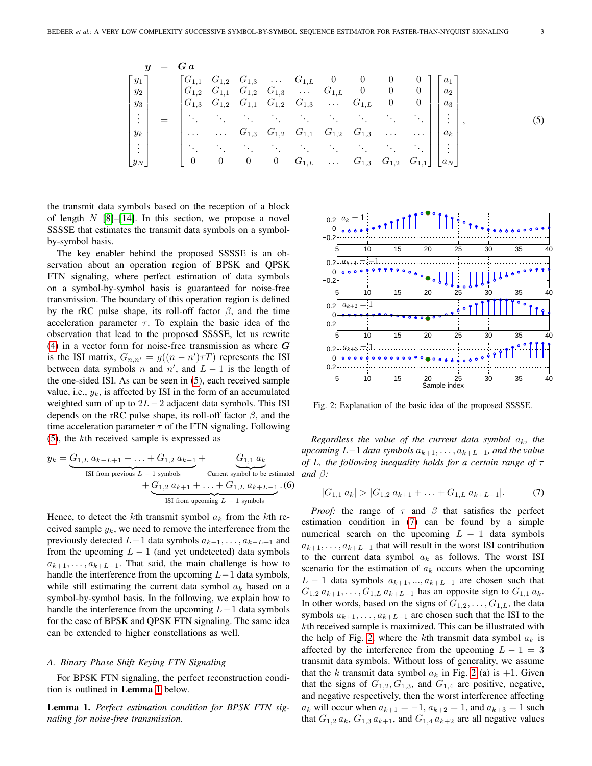$$
\begin{array}{c}
\boldsymbol{y} = \boldsymbol{G}\,\boldsymbol{a} \\
\begin{bmatrix} y_1 \\ y_2 \\ y_3 \\ \vdots \\ y_k \\ \vdots \\ y_N \end{bmatrix} = \begin{bmatrix} G_{1,1} & G_{1,2} & G_{1,3} & \dots & G_{1,L} & 0 & 0 & 0 & 0 \\ G_{1,2} & G_{1,1} & G_{1,2} & G_{1,3} & \dots & G_{1,L} & 0 & 0 & 0 \\ G_{1,3} & G_{1,2} & G_{1,1} & G_{1,2} & G_{1,3} & \dots & G_{1,L} & 0 & 0 \\ \ddots & \ddots & \ddots & \ddots & \ddots & \ddots & \ddots & \ddots & \ddots \\ \dots & \dots & G_{1,3} & G_{1,2} & G_{1,1} & G_{1,2} & G_{1,3} & \dots & \dots \\ \ddots & \ddots & \ddots & \ddots & \ddots & \ddots & \ddots & \ddots & \ddots \\ 0 & 0 & 0 & 0 & G_{1,L} & \dots & G_{1,3} & G_{1,2} & G_{1,1} \end{bmatrix} \begin{bmatrix} a_1 \\ a_2 \\ a_3 \\ \vdots \\ a_k \\ \vdots \\ a_N \end{bmatrix},
\end{array} \tag{5}
$$

the transmit data symbols based on the reception of a block of length $N$ [8]–[14]. In this section, we propose a novel SSSSE that estimates the transmit data symbols on a symbol-by-symbol basis.

The key enabler behind the proposed SSSSE is an observation about an operation region of BPSK and QPSK FTN signaling, where perfect estimation of data symbols on a symbol-by-symbol basis is guaranteed for noise-free transmission. The boundary of this operation region is defined by the rRC pulse shape, its roll-off factor $\beta$, and the time acceleration parameter $\tau$. To explain the basic idea of the observation that lead to the proposed SSSSE, let us rewrite (4) in a vector form for noise-free transmission as where $\boldsymbol{G}$ is the ISI matrix, $G_{n,n'} = g((n-n')\tau T)$ represents the ISI between data symbols $n$ and $n'$, and $L-1$ is the length of the one-sided ISI. As can be seen in (5), each received sample value, i.e., $y_k$, is affected by ISI in the form of an accumulated weighted sum of up to $2L-2$ adjacent data symbols. This ISI depends on the rRC pulse shape, its roll-off factor $\beta$, and the time acceleration parameter $\tau$ of the FTN signaling. Following (5), the $k$th received sample is expressed as

$$
y_k = \underbrace{G_{1,L}\, a_{k-L+1} + \ldots + G_{1,2}\, a_{k-1}}_{\text{ISI from previous } L-1 \text{ symbols}} + \underbrace{G_{1,1}\, a_k}_{\text{Current symbol to be estimated}} + \underbrace{G_{1,2}\, a_{k+1} + \ldots + G_{1,L}\, a_{k+L-1}}_{\text{ISI from upcoming } L-1 \text{ symbols}}. \tag{6}
$$

Hence, to detect the $k$th transmit symbol $a_k$ from the $k$th received sample $y_k$, we need to remove the interference from the previously detected $L-1$ data symbols $a_{k-1}, \ldots, a_{k-L+1}$ and from the upcoming $L-1$ (and yet undetected) data symbols $a_{k+1}, \ldots, a_{k+L-1}$. That said, the main challenge is how to handle the interference from the upcoming $L-1$ data symbols, while still estimating the current data symbol $a_k$ based on a symbol-by-symbol basis. In the following, we explain how to handle the interference from the upcoming $L-1$ data symbols for the case of BPSK and QPSK FTN signaling. The same idea can be extended to higher constellations as well.

### A. Binary Phase Shift Keying FTN Signaling

For BPSK FTN signaling, the perfect reconstruction condition is outlined in **Lemma 1** below.

**Lemma 1.** *Perfect estimation condition for BPSK FTN signaling for noise-free transmission.*

Fig. 2: Explanation of the basic idea of the proposed SSSSE.

*Regardless the value of the current data symbol $a_k$, the upcoming $L-1$ data symbols $a_{k+1}, \ldots, a_{k+L-1}$, and the value of $L$, the following inequality holds for a certain range of $\tau$ and $\beta$:*

$$
|G_{1,1}\, a_k| > |G_{1,2}\, a_{k+1} + \ldots + G_{1,L}\, a_{k+L-1}|. \tag{7}
$$

*Proof:* the range of $\tau$ and $\beta$ that satisfies the perfect estimation condition in (7) can be found by a simple numerical search on the upcoming $L-1$ data symbols $a_{k+1}, \ldots, a_{k+L-1}$ that will result in the worst ISI contribution to the current data symbol $a_k$ as follows. The worst ISI scenario for the estimation of $a_k$ occurs when the upcoming $L-1$ data symbols $a_{k+1}, ..., a_{k+L-1}$ are chosen such that $G_{1,2}\, a_{k+1}, \ldots, G_{1,L}\, a_{k+L-1}$ has an opposite sign to $G_{1,1}\, a_k$. In other words, based on the signs of $G_{1,2}, \ldots, G_{1,L}$, the data symbols $a_{k+1}, \ldots, a_{k+L-1}$ are chosen such that the ISI to the $k$th received sample is maximized. This can be illustrated with the help of Fig. 2, where the $k$th transmit data symbol $a_k$ is affected by the interference from the upcoming $L-1 = 3$ transmit data symbols. Without loss of generality, we assume that the $k$ transmit data symbol $a_k$ in Fig. 2 (a) is $+1$. Given that the signs of $G_{1,2}$, $G_{1,3}$, and $G_{1,4}$ are positive, negative, and negative respectively, then the worst interference affecting $a_k$ will occur when $a_{k+1} = -1$, $a_{k+2} = 1$, and $a_{k+3} = 1$ such that $G_{1,2}\, a_k$, $G_{1,3}\, a_{k+1}$, and $G_{1,4}\, a_{k+2}$ are all negative values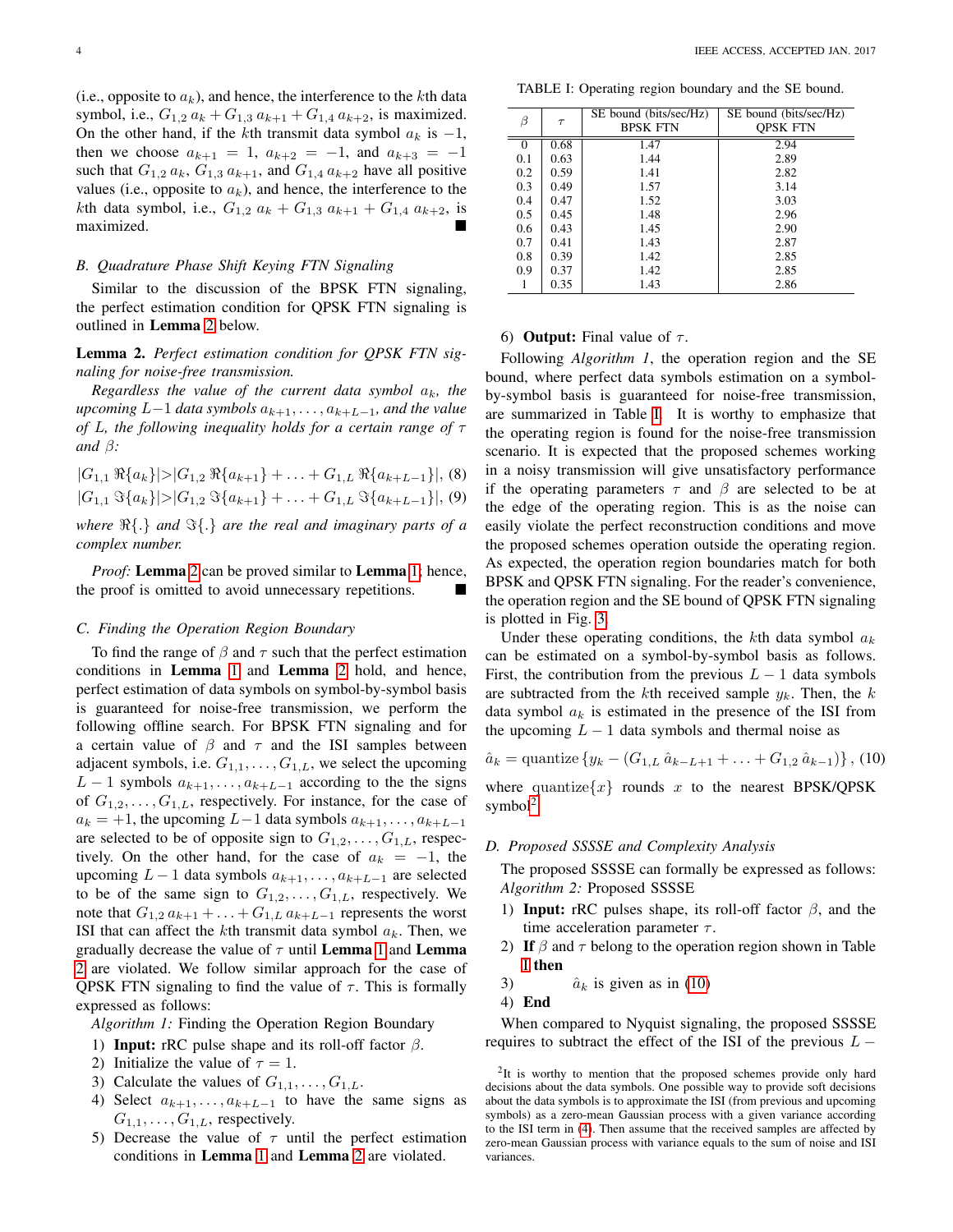(i.e., opposite to $a_k$), and hence, the interference to the $k$th data symbol, i.e., $G_{1,2}\, a_k + G_{1,3}\, a_{k+1} + G_{1,4}\, a_{k+2}$, is maximized. On the other hand, if the $k$th transmit data symbol $a_k$ is $-1$, then we choose $a_{k+1} = 1$, $a_{k+2} = -1$, and $a_{k+3} = -1$ such that $G_{1,2}\, a_k$, $G_{1,3}\, a_{k+1}$, and $G_{1,4}\, a_{k+2}$ have all positive values (i.e., opposite to $a_k$), and hence, the interference to the $k$th data symbol, i.e., $G_{1,2}\, a_k + G_{1,3}\, a_{k+1} + G_{1,4}\, a_{k+2}$, is maximized. ■

### B. Quadrature Phase Shift Keying FTN Signaling

Similar to the discussion of the BPSK FTN signaling, the perfect estimation condition for QPSK FTN signaling is outlined in **Lemma 2** below.

**Lemma 2.** *Perfect estimation condition for QPSK FTN signaling for noise-free transmission.*

*Regardless the value of the current data symbol $a_k$, the upcoming $L-1$ data symbols $a_{k+1}, \ldots, a_{k+L-1}$, and the value of $L$, the following inequality holds for a certain range of $\tau$ and $\beta$:*

$$|G_{1,1}\, \Re\{a_k\}| > |G_{1,2}\, \Re\{a_{k+1}\} + \ldots + G_{1,L}\, \Re\{a_{k+L-1}\}|, \quad (8)$$

$$|G_{1,1}\, \Im\{a_k\}| > |G_{1,2}\, \Im\{a_{k+1}\} + \ldots + G_{1,L}\, \Im\{a_{k+L-1}\}|, \quad (9)$$

*where $\Re\{.\}$ and $\Im\{.\}$ are the real and imaginary parts of a complex number.*

*Proof:* **Lemma 2** can be proved similar to **Lemma 1**; hence, the proof is omitted to avoid unnecessary repetitions. ■

### C. Finding the Operation Region Boundary

To find the range of $\beta$ and $\tau$ such that the perfect estimation conditions in **Lemma 1** and **Lemma 2** hold, and hence, perfect estimation of data symbols on symbol-by-symbol basis is guaranteed for noise-free transmission, we perform the following offline search. For BPSK FTN signaling and for a certain value of $\beta$ and $\tau$ and the ISI samples between adjacent symbols, i.e. $G_{1,1}, \ldots, G_{1,L}$, we select the upcoming $L-1$ symbols $a_{k+1}, \ldots, a_{k+L-1}$ according to the the signs of $G_{1,2}, \ldots, G_{1,L}$, respectively. For instance, for the case of $a_k = +1$, the upcoming $L-1$ data symbols $a_{k+1}, \ldots, a_{k+L-1}$ are selected to be of opposite sign to $G_{1,2}, \ldots, G_{1,L}$, respectively. On the other hand, for the case of $a_k = -1$, the upcoming $L-1$ data symbols $a_{k+1}, \ldots, a_{k+L-1}$ are selected to be of the same sign to $G_{1,2}, \ldots, G_{1,L}$, respectively. We note that $G_{1,2}\, a_{k+1} + \ldots + G_{1,L}\, a_{k+L-1}$ represents the worst ISI that can affect the $k$th transmit data symbol $a_k$. Then, we gradually decrease the value of $\tau$ until **Lemma 1** and **Lemma 2** are violated. We follow similar approach for the case of QPSK FTN signaling to find the value of $\tau$. This is formally expressed as follows:

*Algorithm 1:* Finding the Operation Region Boundary

1) **Input:** rRC pulse shape and its roll-off factor $\beta$.
2) Initialize the value of $\tau = 1$.
3) Calculate the values of $G_{1,1}, \ldots, G_{1,L}$.
4) Select $a_{k+1}, \ldots, a_{k+L-1}$ to have the same signs as $G_{1,1}, \ldots, G_{1,L}$, respectively.
5) Decrease the value of $\tau$ until the perfect estimation conditions in **Lemma 1** and **Lemma 2** are violated.
6) **Output:** Final value of $\tau$.

TABLE I: Operating region boundary and the SE bound.

| $\beta$ | $\tau$ | SE bound (bits/sec/Hz) BPSK FTN | SE bound (bits/sec/Hz) QPSK FTN |
|---|---|---|---|
| 0 | 0.68 | 1.47 | 2.94 |
| 0.1 | 0.63 | 1.44 | 2.89 |
| 0.2 | 0.59 | 1.41 | 2.82 |
| 0.3 | 0.49 | 1.57 | 3.14 |
| 0.4 | 0.47 | 1.52 | 3.03 |
| 0.5 | 0.45 | 1.48 | 2.96 |
| 0.6 | 0.43 | 1.45 | 2.90 |
| 0.7 | 0.41 | 1.43 | 2.87 |
| 0.8 | 0.39 | 1.42 | 2.85 |
| 0.9 | 0.37 | 1.42 | 2.85 |
| 1 | 0.35 | 1.43 | 2.86 |

Following *Algorithm 1*, the operation region and the SE bound, where perfect data symbols estimation on a symbol-by-symbol basis is guaranteed for noise-free transmission, are summarized in Table I. It is worthy to emphasize that the operating region is found for the noise-free transmission scenario. It is expected that the proposed schemes working in a noisy transmission will give unsatisfactory performance if the operating parameters $\tau$ and $\beta$ are selected to be at the edge of the operating region. This is as the noise can easily violate the perfect reconstruction conditions and move the proposed schemes operation outside the operating region. As expected, the operation region boundaries match for both BPSK and QPSK FTN signaling. For the reader's convenience, the operation region and the SE bound of QPSK FTN signaling is plotted in Fig. 3.

Under these operating conditions, the $k$th data symbol $a_k$ can be estimated on a symbol-by-symbol basis as follows. First, the contribution from the previous $L-1$ data symbols are subtracted from the $k$th received sample $y_k$. Then, the $k$ data symbol $a_k$ is estimated in the presence of the ISI from the upcoming $L-1$ data symbols and thermal noise as

$$\hat{a}_k = \text{quantize}\left\{y_k - (G_{1,L}\, \hat{a}_{k-L+1} + \ldots + G_{1,2}\, \hat{a}_{k-1})\right\}, \quad (10)$$

where quantize$\{x\}$ rounds $x$ to the nearest BPSK/QPSK symbol[2].

### D. Proposed SSSSE and Complexity Analysis

The proposed SSSSE can formally be expressed as follows:

*Algorithm 2:* Proposed SSSSE

1) **Input:** rRC pulses shape, its roll-off factor $\beta$, and the time acceleration parameter $\tau$.
2) **If** $\beta$ and $\tau$ belong to the operation region shown in Table I **then**
3) $\quad\hat{a}_k$ is given as in (10)
4) **End**

When compared to Nyquist signaling, the proposed SSSSE requires to subtract the effect of the ISI of the previous $L-$

[2] It is worthy to mention that the proposed schemes provide only hard decisions about the data symbols. One possible way to provide soft decisions about the data symbols is to approximate the ISI (from previous and upcoming symbols) as a zero-mean Gaussian process with a given variance according to the ISI term in (4). Then assume that the received samples are affected by zero-mean Gaussian process with variance equals to the sum of noise and ISI variances.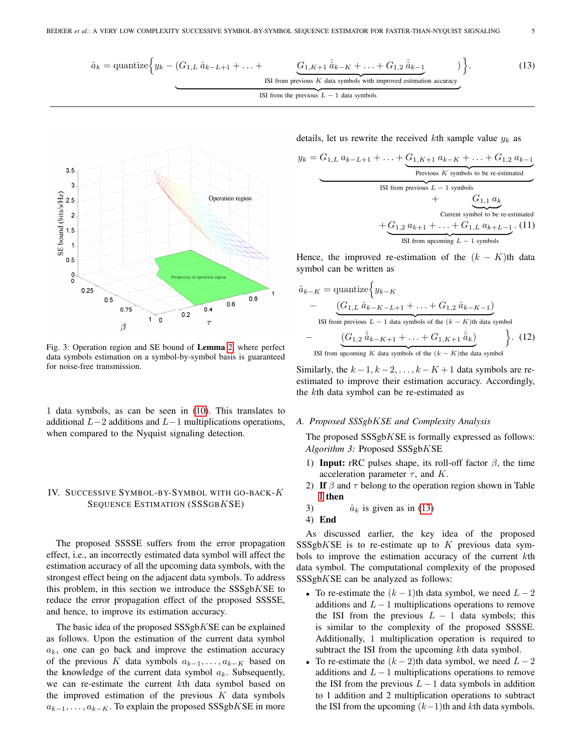$$\hat{a}_k = \text{quantize}\Big\{ y_k - \underbrace{(G_{1,L}\,\hat{a}_{k-L+1} + \ldots + \underbrace{G_{1,K+1}\,\hat{\hat{a}}_{k-K} + \ldots + G_{1,2}\,\hat{\hat{a}}_{k-1}}_{\text{ISI from previous } K \text{ data symbols with improved estimation accuracy}})}_{\text{ISI from the previous } L-1 \text{ data symbols}} \Big\}. \quad (13)$$

Fig. 3: Operation region and SE bound of **Lemma** 2, where perfect data symbols estimation on a symbol-by-symbol basis is guaranteed for noise-free transmission.

1 data symbols, as can be seen in (10). This translates to additional $L-2$ additions and $L-1$ multiplications operations, when compared to the Nyquist signaling detection.

## IV. Successive Symbol-by-Symbol with go-back-$K$ Sequence Estimation (SSSgb$K$SE)

The proposed SSSSE suffers from the error propagation effect, i.e., an incorrectly estimated data symbol will affect the estimation accuracy of all the upcoming data symbols, with the strongest effect being on the adjacent data symbols. To address this problem, in this section we introduce the SSSgb$K$SE to reduce the error propagation effect of the proposed SSSSE, and hence, to improve its estimation accuracy.

The basic idea of the proposed SSSgb$K$SE can be explained as follows. Upon the estimation of the current data symbol $a_k$, one can go back and improve the estimation accuracy of the previous $K$ data symbols $a_{k-1}, \ldots, a_{k-K}$ based on the knowledge of the current data symbol $a_k$. Subsequently, we can re-estimate the current $k$th data symbol based on the improved estimation of the previous $K$ data symbols $a_{k-1}, \ldots, a_{k-K}$. To explain the proposed SSSgb$K$SE in more details, let us rewrite the received $k$th sample value $y_k$ as

$$y_k = \underbrace{G_{1,L}\,a_{k-L+1} + \ldots + \underbrace{G_{1,K+1}\,a_{k-K} + \ldots + G_{1,2}\,a_{k-1}}_{\text{Previous } K \text{ symbols to be re-estimated}}}_{\text{ISI from previous } L-1 \text{ symbols}} + \underbrace{G_{1,1}\,a_k}_{\text{Current symbol to be re-estimated}} + \underbrace{G_{1,2}\,a_{k+1} + \ldots + G_{1,L}\,a_{k+L-1}}_{\text{ISI from upcoming } L-1 \text{ symbols}}. \quad (11)$$

Hence, the improved re-estimation of the $(k-K)$th data symbol can be written as

$$\hat{\hat{a}}_{k-K} = \text{quantize}\Big\{ y_{k-K} - \underbrace{(G_{1,L}\,\hat{a}_{k-K-L+1} + \ldots + G_{1,2}\,\hat{a}_{k-K-1})}_{\text{ISI from previous } L-1 \text{ data symbols of the } (k-K)\text{th data symbol}} - \underbrace{(G_{1,2}\,\hat{\hat{a}}_{k-K+1} + \ldots + G_{1,K+1}\,\hat{a}_k)}_{\text{ISI from upcoming } K \text{ data symbols of the } (k-K)\text{the data symbol}} \Big\}. \quad (12)$$

Similarly, the $k-1, k-2, \ldots, k-K+1$ data symbols are re-estimated to improve their estimation accuracy. Accordingly, the $k$th data symbol can be re-estimated as

### A. Proposed SSSgb$K$SE and Complexity Analysis

The proposed SSSgb$K$SE is formally expressed as follows:

*Algorithm 3:* Proposed SSSgb$K$SE

1) **Input:** rRC pulses shape, its roll-off factor $\beta$, the time acceleration parameter $\tau$, and $K$.
2) **If** $\beta$ and $\tau$ belong to the operation region shown in Table I **then**
3) $\quad\hat{a}_k$ is given as in (13)
4) **End**

As discussed earlier, the key idea of the proposed SSSgb$K$SE is to re-estimate up to $K$ previous data symbols to improve the estimation accuracy of the current $k$th data symbol. The computational complexity of the proposed SSSgb$K$SE can be analyzed as follows:

- To re-estimate the $(k-1)$th data symbol, we need $L-2$ additions and $L-1$ multiplications operations to remove the ISI from the previous $L-1$ data symbols; this is similar to the complexity of the proposed SSSSE. Additionally, 1 multiplication operation is required to subtract the ISI from the upcoming $k$th data symbol.
- To re-estimate the $(k-2)$th data symbol, we need $L-2$ additions and $L-1$ multiplications operations to remove the ISI from the previous $L-1$ data symbols in addition to 1 addition and 2 multiplication operations to subtract the ISI from the upcoming $(k-1)$th and $k$th data symbols.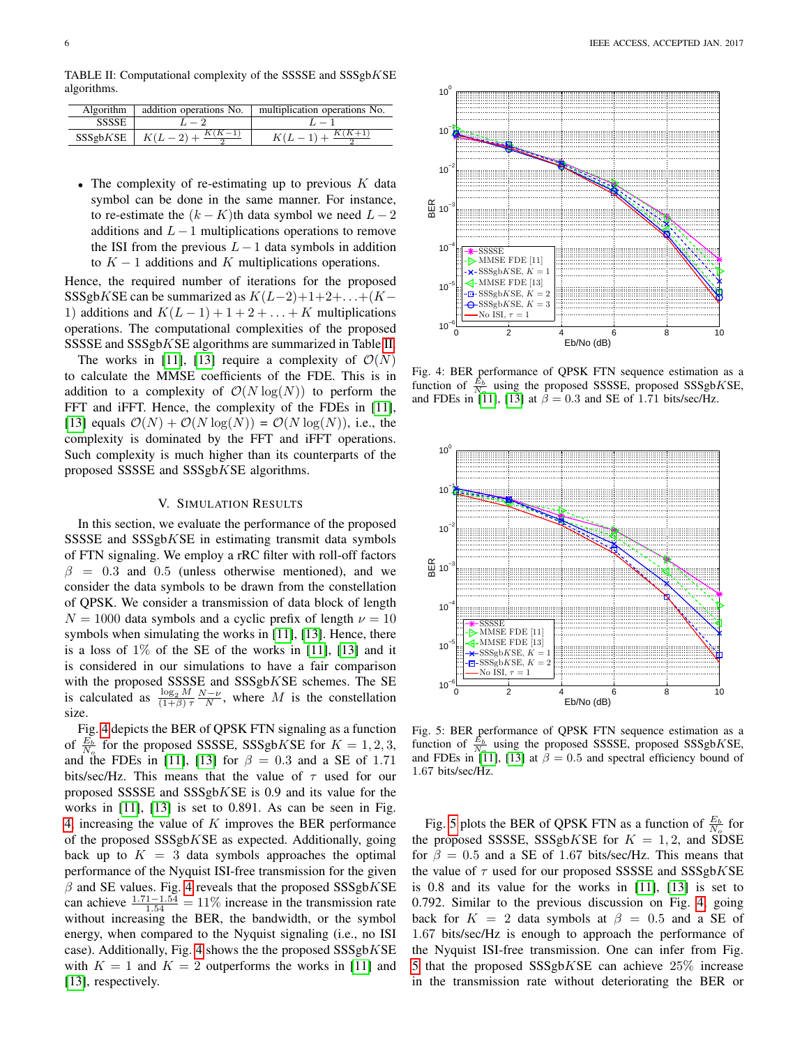TABLE II: Computational complexity of the SSSSE and SSSgb$K$SE algorithms.

| Algorithm | addition operations No. | multiplication operations No. |
|---|---|---|
| SSSSE | $L-2$ | $L-1$ |
| SSSgb$K$SE | $K(L-2)+\frac{K(K-1)}{2}$ | $K(L-1)+\frac{K(K+1)}{2}$ |

- The complexity of re-estimating up to previous $K$ data symbol can be done in the same manner. For instance, to re-estimate the $(k-K)$th data symbol we need $L-2$ additions and $L-1$ multiplications operations to remove the ISI from the previous $L-1$ data symbols in addition to $K-1$ additions and $K$ multiplications operations.

Hence, the required number of iterations for the proposed SSSgb$K$SE can be summarized as $K(L-2)+1+2+\ldots+(K-1)$ additions and $K(L-1)+1+2+\ldots+K$ multiplications operations. The computational complexities of the proposed SSSSE and SSSgb$K$SE algorithms are summarized in Table II.

The works in [11], [13] require a complexity of $\mathcal{O}(N)$ to calculate the MMSE coefficients of the FDE. This is in addition to a complexity of $\mathcal{O}(N\log(N))$ to perform the FFT and iFFT. Hence, the complexity of the FDEs in [11], [13] equals $\mathcal{O}(N)+\mathcal{O}(N\log(N))$ = $\mathcal{O}(N\log(N))$, i.e., the complexity is dominated by the FFT and iFFT operations. Such complexity is much higher than its counterparts of the proposed SSSSE and SSSgb$K$SE algorithms.

## V. Simulation Results

In this section, we evaluate the performance of the proposed SSSSE and SSSgb$K$SE in estimating transmit data symbols of FTN signaling. We employ a rRC filter with roll-off factors $\beta = 0.3$ and 0.5 (unless otherwise mentioned), and we consider the data symbols to be drawn from the constellation of QPSK. We consider a transmission of data block of length $N = 1000$ data symbols and a cyclic prefix of length $\nu = 10$ symbols when simulating the works in [11], [13]. Hence, there is a loss of 1% of the SE of the works in [11], [13] and it is considered in our simulations to have a fair comparison with the proposed SSSSE and SSSgb$K$SE schemes. The SE is calculated as $\frac{\log_2 M}{(1+\beta)\,\tau}\frac{N-\nu}{N}$, where $M$ is the constellation size.

Fig. 4 depicts the BER of QPSK FTN signaling as a function of $\frac{E_b}{N_o}$ for the proposed SSSSE, SSSgb$K$SE for $K = 1, 2, 3$, and the FDEs in [11], [13] for $\beta = 0.3$ and a SE of 1.71 bits/sec/Hz. This means that the value of $\tau$ used for our proposed SSSSE and SSSgb$K$SE is 0.9 and its value for the works in [11], [13] is set to 0.891. As can be seen in Fig. 4, increasing the value of $K$ improves the BER performance of the proposed SSSgb$K$SE as expected. Additionally, going back up to $K = 3$ data symbols approaches the optimal performance of the Nyquist ISI-free transmission for the given $\beta$ and SE values. Fig. 4 reveals that the proposed SSSgb$K$SE can achieve $\frac{1.71-1.54}{1.54} = 11\%$ increase in the transmission rate without increasing the BER, the bandwidth, or the symbol energy, when compared to the Nyquist signaling (i.e., no ISI case). Additionally, Fig. 4 shows the the proposed SSSgb$K$SE with $K = 1$ and $K = 2$ outperforms the works in [11] and [13], respectively.

Fig. 4: BER performance of QPSK FTN sequence estimation as a function of $\frac{E_b}{N_o}$ using the proposed SSSSE, proposed SSSgb$K$SE, and FDEs in [11], [13] at $\beta = 0.3$ and SE of 1.71 bits/sec/Hz.

Fig. 5: BER performance of QPSK FTN sequence estimation as a function of $\frac{E_b}{N_o}$ using the proposed SSSSE, proposed SSSgb$K$SE, and FDEs in [11], [13] at $\beta = 0.5$ and spectral efficiency bound of 1.67 bits/sec/Hz.

Fig. 5 plots the BER of QPSK FTN as a function of $\frac{E_b}{N_o}$ for the proposed SSSSE, SSSgb$K$SE for $K = 1, 2$, and SDSE for $\beta = 0.5$ and a SE of 1.67 bits/sec/Hz. This means that the value of $\tau$ used for our proposed SSSSE and SSSgb$K$SE is 0.8 and its value for the works in [11], [13] is set to 0.792. Similar to the previous discussion on Fig. 4, going back for $K = 2$ data symbols at $\beta = 0.5$ and a SE of 1.67 bits/sec/Hz is enough to approach the performance of the Nyquist ISI-free transmission. One can infer from Fig. 5 that the proposed SSSgb$K$SE can achieve 25% increase in the transmission rate without deteriorating the BER or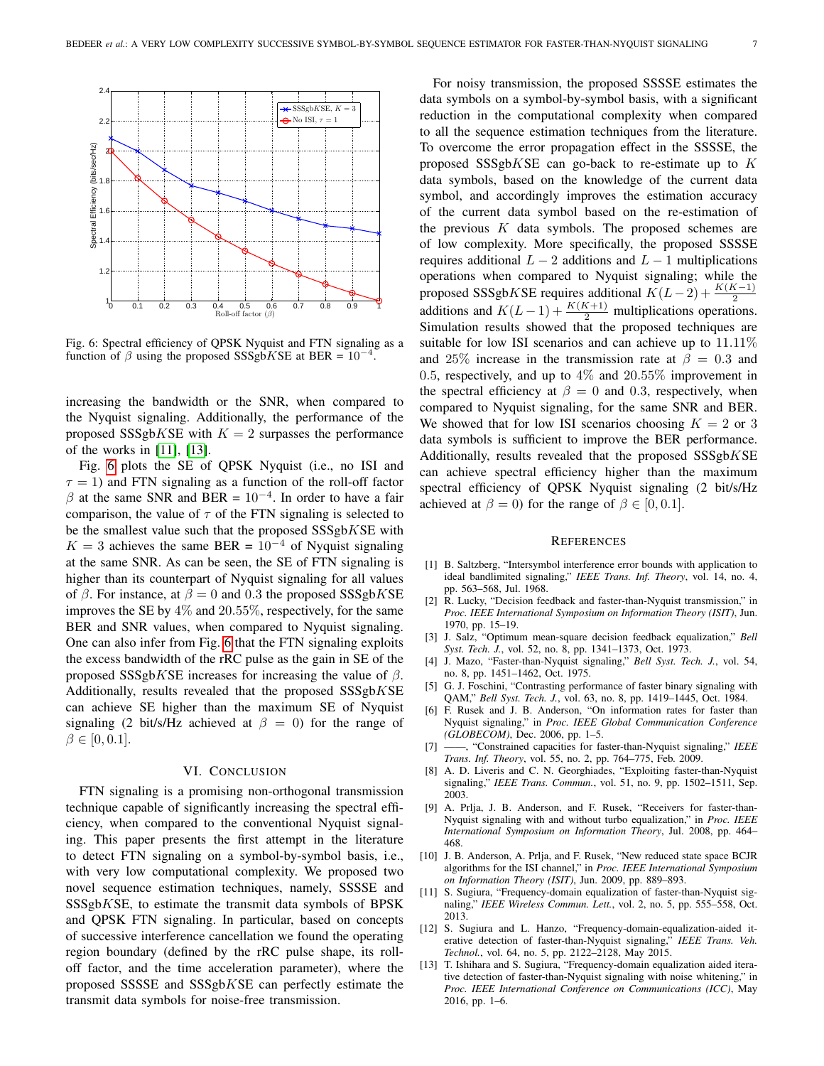Fig. 6: Spectral efficiency of QPSK Nyquist and FTN signaling as a function of $\beta$ using the proposed SSSgb$K$SE at BER = $10^{-4}$.

increasing the bandwidth or the SNR, when compared to the Nyquist signaling. Additionally, the performance of the proposed SSSgb$K$SE with $K = 2$ surpasses the performance of the works in [11], [13].

Fig. 6 plots the SE of QPSK Nyquist (i.e., no ISI and $\tau = 1$) and FTN signaling as a function of the roll-off factor $\beta$ at the same SNR and BER = $10^{-4}$. In order to have a fair comparison, the value of $\tau$ of the FTN signaling is selected to be the smallest value such that the proposed SSSgb$K$SE with $K = 3$ achieves the same BER = $10^{-4}$ of Nyquist signaling at the same SNR. As can be seen, the SE of FTN signaling is higher than its counterpart of Nyquist signaling for all values of $\beta$. For instance, at $\beta = 0$ and $0.3$ the proposed SSSgb$K$SE improves the SE by $4\%$ and $20.55\%$, respectively, for the same BER and SNR values, when compared to Nyquist signaling. One can also infer from Fig. 6 that the FTN signaling exploits the excess bandwidth of the rRC pulse as the gain in SE of the proposed SSSgb$K$SE increases for increasing the value of $\beta$. Additionally, results revealed that the proposed SSSgb$K$SE can achieve SE higher than the maximum SE of Nyquist signaling (2 bit/s/Hz achieved at $\beta = 0$) for the range of $\beta \in [0, 0.1]$.

## VI. Conclusion

FTN signaling is a promising non-orthogonal transmission technique capable of significantly increasing the spectral efficiency, when compared to the conventional Nyquist signaling. This paper presents the first attempt in the literature to detect FTN signaling on a symbol-by-symbol basis, i.e., with very low computational complexity. We proposed two novel sequence estimation techniques, namely, SSSSE and SSSgb$K$SE, to estimate the transmit data symbols of BPSK and QPSK FTN signaling. In particular, based on concepts of successive interference cancellation we found the operating region boundary (defined by the rRC pulse shape, its roll-off factor, and the time acceleration parameter), where the proposed SSSSE and SSSgb$K$SE can perfectly estimate the transmit data symbols for noise-free transmission.

For noisy transmission, the proposed SSSSE estimates the data symbols on a symbol-by-symbol basis, with a significant reduction in the computational complexity when compared to all the sequence estimation techniques from the literature. To overcome the error propagation effect in the SSSSE, the proposed SSSgb$K$SE can go-back to re-estimate up to $K$ data symbols, based on the knowledge of the current data symbol, and accordingly improves the estimation accuracy of the current data symbol based on the re-estimation of the previous $K$ data symbols. The proposed schemes are of low complexity. More specifically, the proposed SSSSE requires additional $L - 2$ additions and $L - 1$ multiplications operations when compared to Nyquist signaling; while the proposed SSSgb$K$SE requires additional $K(L-2) + \frac{K(K-1)}{2}$ additions and $K(L-1) + \frac{K(K+1)}{2}$ multiplications operations. Simulation results showed that the proposed techniques are suitable for low ISI scenarios and can achieve up to $11.11\%$ and $25\%$ increase in the transmission rate at $\beta = 0.3$ and $0.5$, respectively, and up to $4\%$ and $20.55\%$ improvement in the spectral efficiency at $\beta = 0$ and $0.3$, respectively, when compared to Nyquist signaling, for the same SNR and BER. We showed that for low ISI scenarios choosing $K = 2$ or $3$ data symbols is sufficient to improve the BER performance. Additionally, results revealed that the proposed SSSgb$K$SE can achieve spectral efficiency higher than the maximum spectral efficiency of QPSK Nyquist signaling (2 bit/s/Hz achieved at $\beta = 0$) for the range of $\beta \in [0, 0.1]$.

## References

[1] B. Saltzberg, "Intersymbol interference error bounds with application to ideal bandlimited signaling," *IEEE Trans. Inf. Theory*, vol. 14, no. 4, pp. 563–568, Jul. 1968.

[2] R. Lucky, "Decision feedback and faster-than-Nyquist transmission," in *Proc. IEEE International Symposium on Information Theory (ISIT)*, Jun. 1970, pp. 15–19.

[3] J. Salz, "Optimum mean-square decision feedback equalization," *Bell Syst. Tech. J.*, vol. 52, no. 8, pp. 1341–1373, Oct. 1973.

[4] J. Mazo, "Faster-than-Nyquist signaling," *Bell Syst. Tech. J.*, vol. 54, no. 8, pp. 1451–1462, Oct. 1975.

[5] G. J. Foschini, "Contrasting performance of faster binary signaling with QAM," *Bell Syst. Tech. J.*, vol. 63, no. 8, pp. 1419–1445, Oct. 1984.

[6] F. Rusek and J. B. Anderson, "On information rates for faster than Nyquist signaling," in *Proc. IEEE Global Communication Conference (GLOBECOM)*, Dec. 2006, pp. 1–5.

[7] ——, "Constrained capacities for faster-than-Nyquist signaling," *IEEE Trans. Inf. Theory*, vol. 55, no. 2, pp. 764–775, Feb. 2009.

[8] A. D. Liveris and C. N. Georghiades, "Exploiting faster-than-Nyquist signaling," *IEEE Trans. Commun.*, vol. 51, no. 9, pp. 1502–1511, Sep. 2003.

[9] A. Prlja, J. B. Anderson, and F. Rusek, "Receivers for faster-than-Nyquist signaling with and without turbo equalization," in *Proc. IEEE International Symposium on Information Theory*, Jul. 2008, pp. 464–468.

[10] J. B. Anderson, A. Prlja, and F. Rusek, "New reduced state space BCJR algorithms for the ISI channel," in *Proc. IEEE International Symposium on Information Theory (ISIT)*, Jun. 2009, pp. 889–893.

[11] S. Sugiura, "Frequency-domain equalization of faster-than-Nyquist signaling," *IEEE Wireless Commun. Lett.*, vol. 2, no. 5, pp. 555–558, Oct. 2013.

[12] S. Sugiura and L. Hanzo, "Frequency-domain-equalization-aided iterative detection of faster-than-Nyquist signaling," *IEEE Trans. Veh. Technol.*, vol. 64, no. 5, pp. 2122–2128, May 2015.

[13] T. Ishihara and S. Sugiura, "Frequency-domain equalization aided iterative detection of faster-than-Nyquist signaling with noise whitening," in *Proc. IEEE International Conference on Communications (ICC)*, May 2016, pp. 1–6.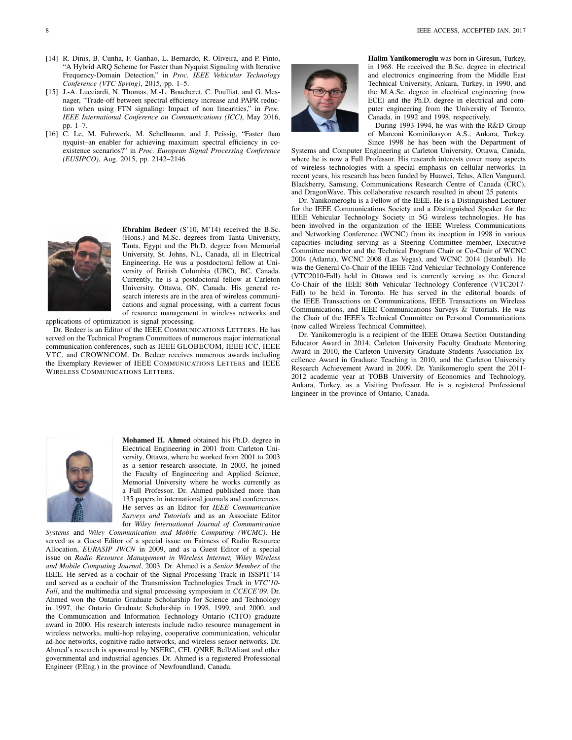[14] R. Dinis, B. Cunha, F. Ganhao, L. Bernardo, R. Oliveira, and P. Pinto, "A Hybrid ARQ Scheme for Faster than Nyquist Signaling with Iterative Frequency-Domain Detection," in *Proc. IEEE Vehicular Technology Conference (VTC Spring)*, 2015, pp. 1–5.

[15] J.-A. Lucciardi, N. Thomas, M.-L. Boucheret, C. Poulliat, and G. Mesnager, "Trade-off between spectral efficiency increase and PAPR reduction when using FTN signaling: Impact of non linearities," in *Proc. IEEE International Conference on Communications (ICC)*, May 2016, pp. 1–7.

[16] C. Le, M. Fuhrwerk, M. Schellmann, and J. Peissig, "Faster than nyquist–an enabler for achieving maximum spectral efficiency in coexistence scenarios?" in *Proc. European Signal Processing Conference (EUSIPCO)*, Aug. 2015, pp. 2142–2146.

**Ebrahim Bedeer** (S'10, M'14) received the B.Sc. (Hons.) and M.Sc. degrees from Tanta University, Tanta, Egypt and the Ph.D. degree from Memorial University, St. Johns, NL, Canada, all in Electrical Engineering. He was a postdoctoral fellow at University of British Columbia (UBC), BC, Canada. Currently, he is a postdoctoral fellow at Carleton University, Ottawa, ON, Canada. His general research interests are in the area of wireless communications and signal processing, with a current focus of resource management in wireless networks and applications of optimization is signal processing.

Dr. Bedeer is an Editor of the IEEE COMMUNICATIONS LETTERS. He has served on the Technical Program Committees of numerous major international communication conferences, such as IEEE GLOBECOM, IEEE ICC, IEEE VTC, and CROWNCOM. Dr. Bedeer receives numerous awards including the Exemplary Reviewer of IEEE COMMUNICATIONS LETTERS and IEEE WIRELESS COMMUNICATIONS LETTERS.

**Mohamed H. Ahmed** obtained his Ph.D. degree in Electrical Engineering in 2001 from Carleton University, Ottawa, where he worked from 2001 to 2003 as a senior research associate. In 2003, he joined the Faculty of Engineering and Applied Science, Memorial University where he works currently as a Full Professor. Dr. Ahmed published more than 135 papers in international journals and conferences. He serves as an Editor for *IEEE Communication Surveys and Tutorials* and as an Associate Editor for *Wiley International Journal of Communication Systems* and *Wiley Communication and Mobile Computing (WCMC)*. He served as a Guest Editor of a special issue on Fairness of Radio Resource Allocation, *EURASIP JWCN* in 2009, and as a Guest Editor of a special issue on *Radio Resource Management in Wireless Internet, Wiley Wireless and Mobile Computing Journal*, 2003. Dr. Ahmed is a *Senior Member* of the IEEE. He served as a cochair of the Signal Processing Track in ISSPIT'14 and served as a cochair of the Transmission Technologies Track in *VTC'10-Fall*, and the multimedia and signal processing symposium in *CCECE'09*. Dr. Ahmed won the Ontario Graduate Scholarship for Science and Technology in 1997, the Ontario Graduate Scholarship in 1998, 1999, and 2000, and the Communication and Information Technology Ontario (CITO) graduate award in 2000. His research interests include radio resource management in wireless networks, multi-hop relaying, cooperative communication, vehicular ad-hoc networks, cognitive radio networks, and wireless sensor networks. Dr. Ahmed's research is sponsored by NSERC, CFI, QNRF, Bell/Aliant and other governmental and industrial agencies. Dr. Ahmed is a registered Professional Engineer (P.Eng.) in the province of Newfoundland, Canada.

**Halim Yanikomeroglu** was born in Giresun, Turkey, in 1968. He received the B.Sc. degree in electrical and electronics engineering from the Middle East Technical University, Ankara, Turkey, in 1990, and the M.A.Sc. degree in electrical engineering (now ECE) and the Ph.D. degree in electrical and computer engineering from the University of Toronto, Canada, in 1992 and 1998, respectively.

During 1993-1994, he was with the R&D Group of Marconi Kominikasyon A.S., Ankara, Turkey. Since 1998 he has been with the Department of Systems and Computer Engineering at Carleton University, Ottawa, Canada, where he is now a Full Professor. His research interests cover many aspects of wireless technologies with a special emphasis on cellular networks. In recent years, his research has been funded by Huawei, Telus, Allen Vanguard, Blackberry, Samsung, Communications Research Centre of Canada (CRC), and DragonWave. This collaborative research resulted in about 25 patents.

Dr. Yanikomeroglu is a Fellow of the IEEE. He is a Distinguished Lecturer for the IEEE Communications Society and a Distinguished Speaker for the IEEE Vehicular Technology Society in 5G wireless technologies. He has been involved in the organization of the IEEE Wireless Communications and Networking Conference (WCNC) from its inception in 1998 in various capacities including serving as a Steering Committee member, Executive Committee member and the Technical Program Chair or Co-Chair of WCNC 2004 (Atlanta), WCNC 2008 (Las Vegas), and WCNC 2014 (Istanbul). He was the General Co-Chair of the IEEE 72nd Vehicular Technology Conference (VTC2010-Fall) held in Ottawa and is currently serving as the General Co-Chair of the IEEE 86th Vehicular Technology Conference (VTC2017-Fall) to be held in Toronto. He has served in the editorial boards of the IEEE Transactions on Communications, IEEE Transactions on Wireless Communications, and IEEE Communications Surveys & Tutorials. He was the Chair of the IEEE's Technical Committee on Personal Communications (now called Wireless Technical Committee).

Dr. Yanikomeroglu is a recipient of the IEEE Ottawa Section Outstanding Educator Award in 2014, Carleton University Faculty Graduate Mentoring Award in 2010, the Carleton University Graduate Students Association Excellence Award in Graduate Teaching in 2010, and the Carleton University Research Achievement Award in 2009. Dr. Yanikomeroglu spent the 2011-2012 academic year at TOBB University of Economics and Technology, Ankara, Turkey, as a Visiting Professor. He is a registered Professional Engineer in the province of Ontario, Canada.